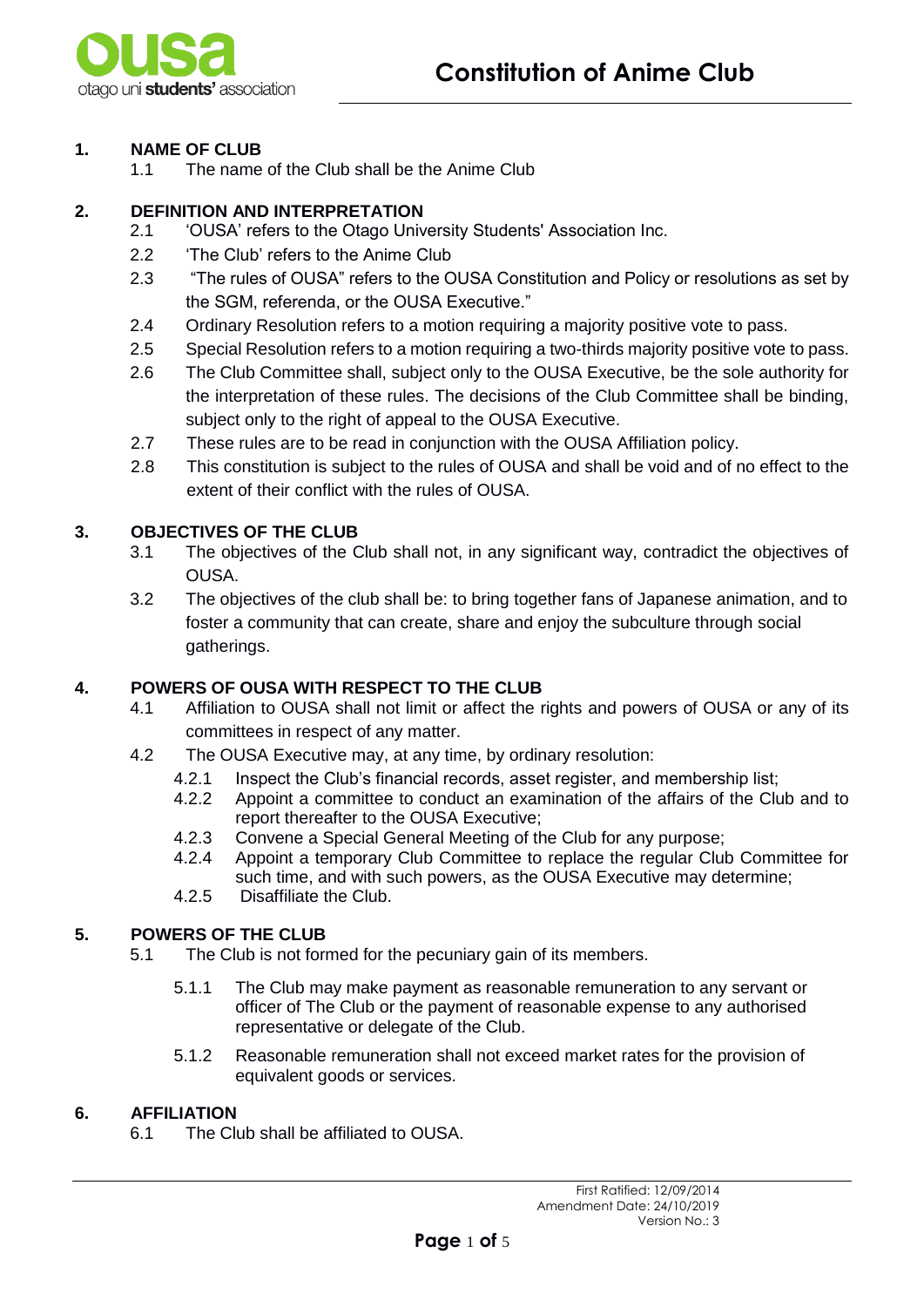# Constitution of Anime Club

## 1. NAME OF CLUB

1.1 The name of the Club shall be the Anime Club

## 2. DEFINITION AND INTERPRETATION

2.1 'OUSA' refers to the Otago University Students' Association Inc.

2.2 'The Club' refers to the Anime Club

2.3 "The rules of OUSA" refers to the OUSA Constitution and Policy or resolutions as set by the SGM, referenda, or the OUSA Executive."

2.4 Ordinary Resolution refers to a motion requiring a majority positive vote to pass.

2.5 Special Resolution refers to a motion requiring a two-thirds majority positive vote to pass.

2.6 The Club Committee shall, subject only to the OUSA Executive, be the sole authority for the interpretation of these rules. The decisions of the Club Committee shall be binding, subject only to the right of appeal to the OUSA Executive.

2.7 These rules are to be read in conjunction with the OUSA Affiliation policy.

2.8 This constitution is subject to the rules of OUSA and shall be void and of no effect to the extent of their conflict with the rules of OUSA.

## 3. OBJECTIVES OF THE CLUB

3.1 The objectives of the Club shall not, in any significant way, contradict the objectives of OUSA.

3.2 The objectives of the club shall be: to bring together fans of Japanese animation, and to foster a community that can create, share and enjoy the subculture through social gatherings.

## 4. POWERS OF OUSA WITH RESPECT TO THE CLUB

4.1 Affiliation to OUSA shall not limit or affect the rights and powers of OUSA or any of its committees in respect of any matter.

4.2 The OUSA Executive may, at any time, by ordinary resolution:

4.2.1 Inspect the Club's financial records, asset register, and membership list;

4.2.2 Appoint a committee to conduct an examination of the affairs of the Club and to report thereafter to the OUSA Executive;

4.2.3 Convene a Special General Meeting of the Club for any purpose;

4.2.4 Appoint a temporary Club Committee to replace the regular Club Committee for such time, and with such powers, as the OUSA Executive may determine;

4.2.5 Disaffiliate the Club.

## 5. POWERS OF THE CLUB

5.1 The Club is not formed for the pecuniary gain of its members.

5.1.1 The Club may make payment as reasonable remuneration to any servant or officer of The Club or the payment of reasonable expense to any authorised representative or delegate of the Club.

5.1.2 Reasonable remuneration shall not exceed market rates for the provision of equivalent goods or services.

## 6. AFFILIATION

6.1 The Club shall be affiliated to OUSA.

First Ratified: 12/09/2014
Amendment Date: 24/10/2019
Version No.: 3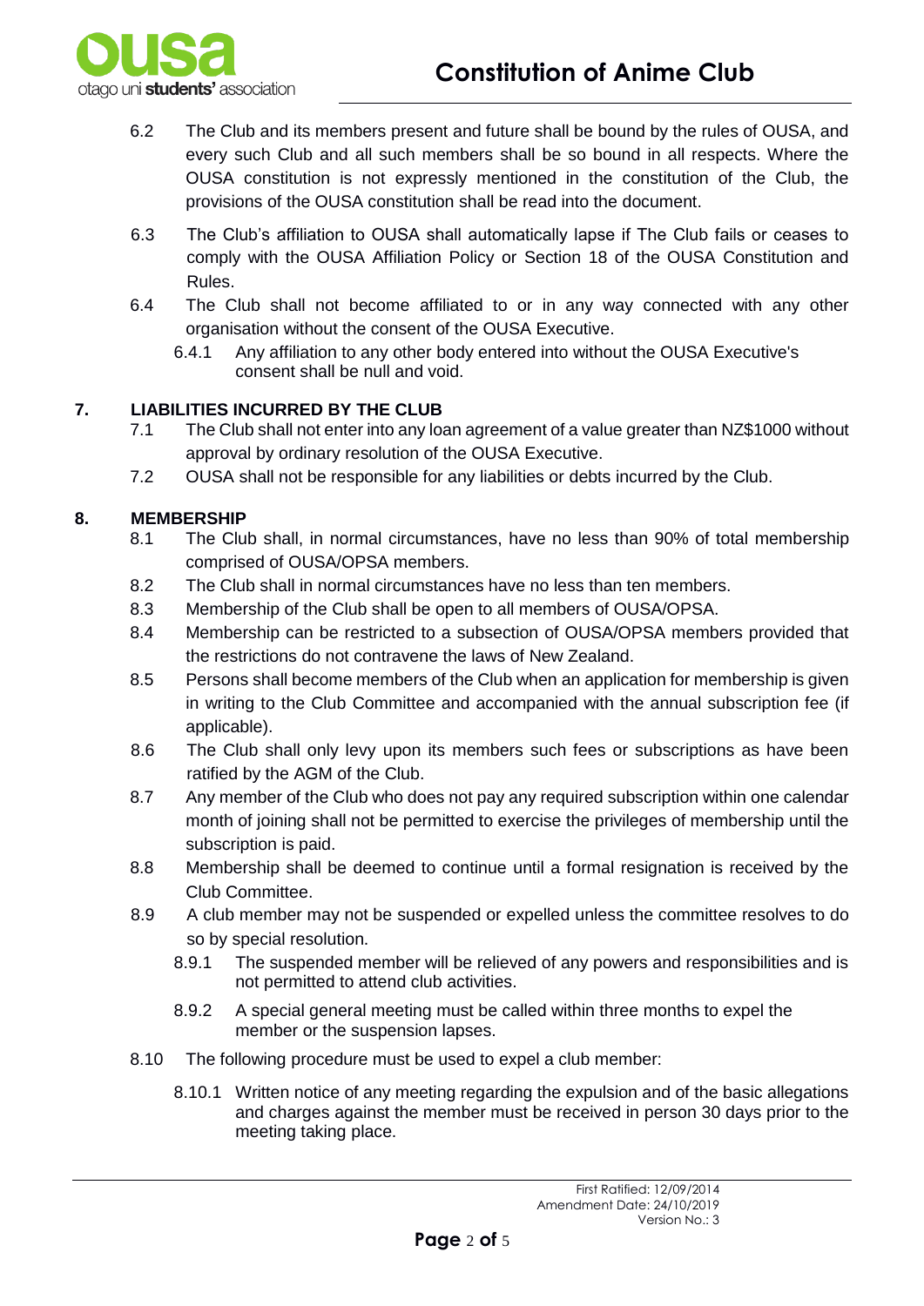6.2 The Club and its members present and future shall be bound by the rules of OUSA, and every such Club and all such members shall be so bound in all respects. Where the OUSA constitution is not expressly mentioned in the constitution of the Club, the provisions of the OUSA constitution shall be read into the document.

6.3 The Club's affiliation to OUSA shall automatically lapse if The Club fails or ceases to comply with the OUSA Affiliation Policy or Section 18 of the OUSA Constitution and Rules.

6.4 The Club shall not become affiliated to or in any way connected with any other organisation without the consent of the OUSA Executive.

6.4.1 Any affiliation to any other body entered into without the OUSA Executive's consent shall be null and void.

## 7. LIABILITIES INCURRED BY THE CLUB

7.1 The Club shall not enter into any loan agreement of a value greater than NZ$1000 without approval by ordinary resolution of the OUSA Executive.

7.2 OUSA shall not be responsible for any liabilities or debts incurred by the Club.

## 8. MEMBERSHIP

8.1 The Club shall, in normal circumstances, have no less than 90% of total membership comprised of OUSA/OPSA members.

8.2 The Club shall in normal circumstances have no less than ten members.

8.3 Membership of the Club shall be open to all members of OUSA/OPSA.

8.4 Membership can be restricted to a subsection of OUSA/OPSA members provided that the restrictions do not contravene the laws of New Zealand.

8.5 Persons shall become members of the Club when an application for membership is given in writing to the Club Committee and accompanied with the annual subscription fee (if applicable).

8.6 The Club shall only levy upon its members such fees or subscriptions as have been ratified by the AGM of the Club.

8.7 Any member of the Club who does not pay any required subscription within one calendar month of joining shall not be permitted to exercise the privileges of membership until the subscription is paid.

8.8 Membership shall be deemed to continue until a formal resignation is received by the Club Committee.

8.9 A club member may not be suspended or expelled unless the committee resolves to do so by special resolution.

8.9.1 The suspended member will be relieved of any powers and responsibilities and is not permitted to attend club activities.

8.9.2 A special general meeting must be called within three months to expel the member or the suspension lapses.

8.10 The following procedure must be used to expel a club member:

8.10.1 Written notice of any meeting regarding the expulsion and of the basic allegations and charges against the member must be received in person 30 days prior to the meeting taking place.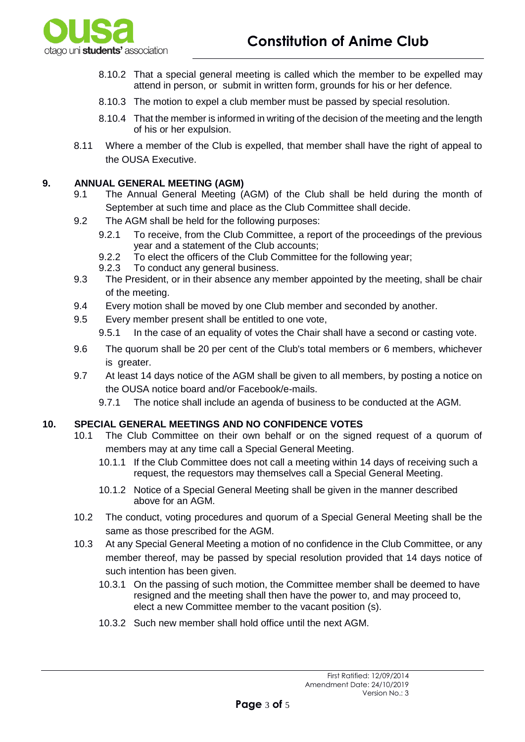8.10.2 That a special general meeting is called which the member to be expelled may attend in person, or submit in written form, grounds for his or her defence.

8.10.3 The motion to expel a club member must be passed by special resolution.

8.10.4 That the member is informed in writing of the decision of the meeting and the length of his or her expulsion.

8.11 Where a member of the Club is expelled, that member shall have the right of appeal to the OUSA Executive.

## 9. ANNUAL GENERAL MEETING (AGM)

9.1 The Annual General Meeting (AGM) of the Club shall be held during the month of September at such time and place as the Club Committee shall decide.

9.2 The AGM shall be held for the following purposes:

9.2.1 To receive, from the Club Committee, a report of the proceedings of the previous year and a statement of the Club accounts;

9.2.2 To elect the officers of the Club Committee for the following year;

9.2.3 To conduct any general business.

9.3 The President, or in their absence any member appointed by the meeting, shall be chair of the meeting.

9.4 Every motion shall be moved by one Club member and seconded by another.

9.5 Every member present shall be entitled to one vote,

9.5.1 In the case of an equality of votes the Chair shall have a second or casting vote.

9.6 The quorum shall be 20 per cent of the Club's total members or 6 members, whichever is greater.

9.7 At least 14 days notice of the AGM shall be given to all members, by posting a notice on the OUSA notice board and/or Facebook/e-mails.

9.7.1 The notice shall include an agenda of business to be conducted at the AGM.

## 10. SPECIAL GENERAL MEETINGS AND NO CONFIDENCE VOTES

10.1 The Club Committee on their own behalf or on the signed request of a quorum of members may at any time call a Special General Meeting.

10.1.1 If the Club Committee does not call a meeting within 14 days of receiving such a request, the requestors may themselves call a Special General Meeting.

10.1.2 Notice of a Special General Meeting shall be given in the manner described above for an AGM.

10.2 The conduct, voting procedures and quorum of a Special General Meeting shall be the same as those prescribed for the AGM.

10.3 At any Special General Meeting a motion of no confidence in the Club Committee, or any member thereof, may be passed by special resolution provided that 14 days notice of such intention has been given.

10.3.1 On the passing of such motion, the Committee member shall be deemed to have resigned and the meeting shall then have the power to, and may proceed to, elect a new Committee member to the vacant position (s).

10.3.2 Such new member shall hold office until the next AGM.

First Ratified: 12/09/2014
Amendment Date: 24/10/2019
Version No.: 3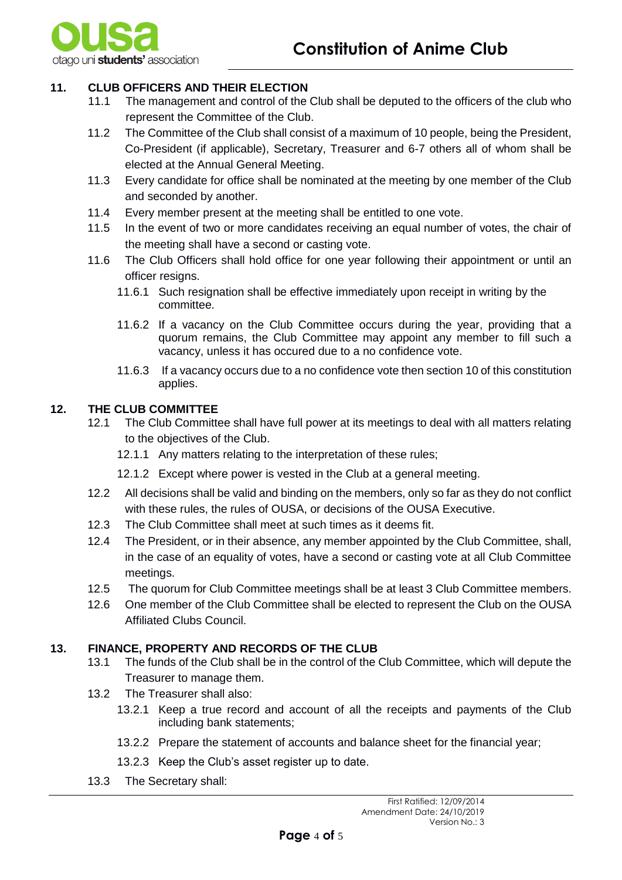## 11. CLUB OFFICERS AND THEIR ELECTION

11.1 The management and control of the Club shall be deputed to the officers of the club who represent the Committee of the Club.

11.2 The Committee of the Club shall consist of a maximum of 10 people, being the President, Co-President (if applicable), Secretary, Treasurer and 6-7 others all of whom shall be elected at the Annual General Meeting.

11.3 Every candidate for office shall be nominated at the meeting by one member of the Club and seconded by another.

11.4 Every member present at the meeting shall be entitled to one vote.

11.5 In the event of two or more candidates receiving an equal number of votes, the chair of the meeting shall have a second or casting vote.

11.6 The Club Officers shall hold office for one year following their appointment or until an officer resigns.

- 11.6.1 Such resignation shall be effective immediately upon receipt in writing by the committee.
- 11.6.2 If a vacancy on the Club Committee occurs during the year, providing that a quorum remains, the Club Committee may appoint any member to fill such a vacancy, unless it has occured due to a no confidence vote.
- 11.6.3 If a vacancy occurs due to a no confidence vote then section 10 of this constitution applies.

## 12. THE CLUB COMMITTEE

12.1 The Club Committee shall have full power at its meetings to deal with all matters relating to the objectives of the Club.

- 12.1.1 Any matters relating to the interpretation of these rules;
- 12.1.2 Except where power is vested in the Club at a general meeting.

12.2 All decisions shall be valid and binding on the members, only so far as they do not conflict with these rules, the rules of OUSA, or decisions of the OUSA Executive.

12.3 The Club Committee shall meet at such times as it deems fit.

12.4 The President, or in their absence, any member appointed by the Club Committee, shall, in the case of an equality of votes, have a second or casting vote at all Club Committee meetings.

12.5 The quorum for Club Committee meetings shall be at least 3 Club Committee members.

12.6 One member of the Club Committee shall be elected to represent the Club on the OUSA Affiliated Clubs Council.

## 13. FINANCE, PROPERTY AND RECORDS OF THE CLUB

13.1 The funds of the Club shall be in the control of the Club Committee, which will depute the Treasurer to manage them.

13.2 The Treasurer shall also:

- 13.2.1 Keep a true record and account of all the receipts and payments of the Club including bank statements;
- 13.2.2 Prepare the statement of accounts and balance sheet for the financial year;
- 13.2.3 Keep the Club's asset register up to date.

13.3 The Secretary shall: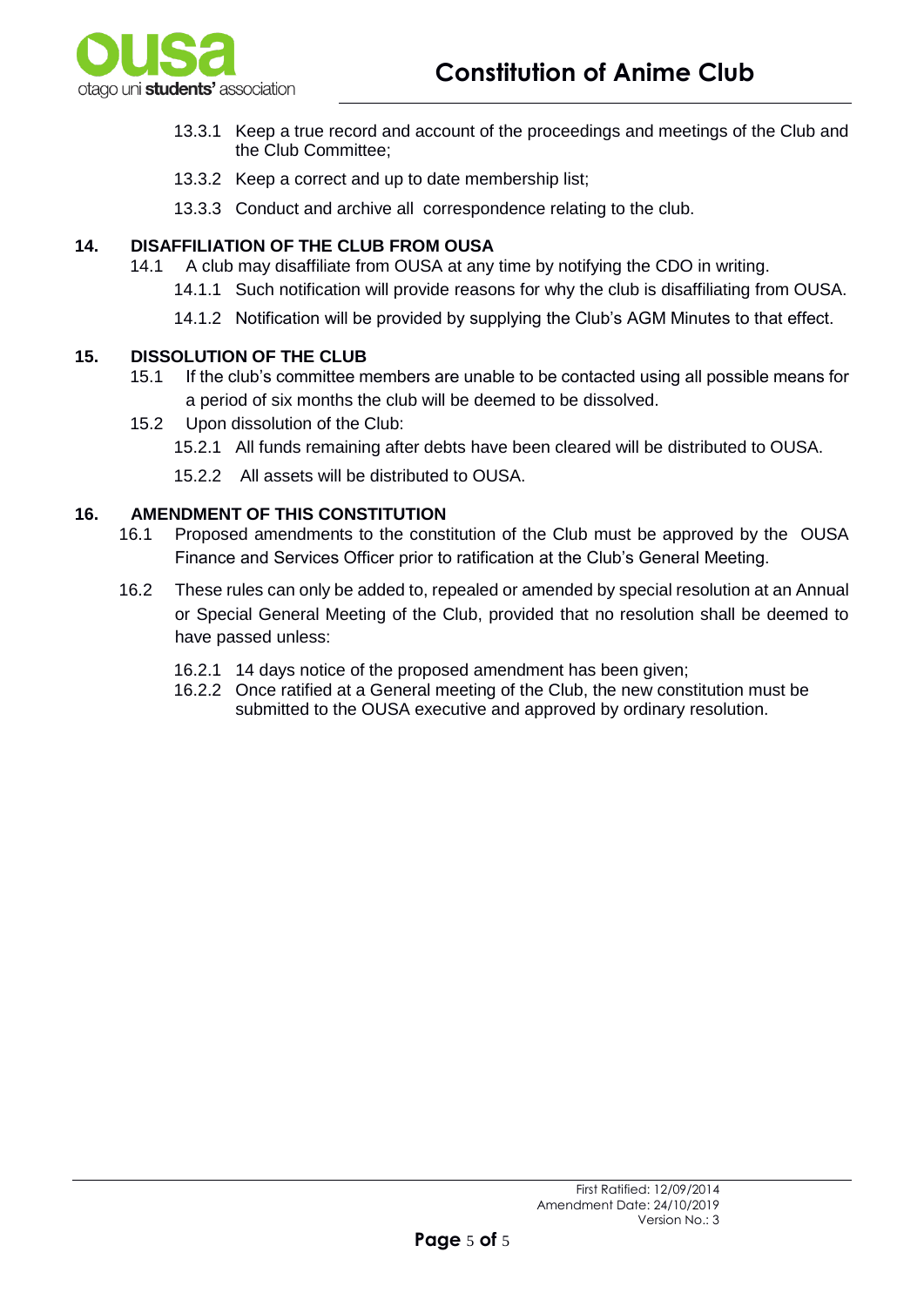13.3.1 Keep a true record and account of the proceedings and meetings of the Club and the Club Committee;

13.3.2 Keep a correct and up to date membership list;

13.3.3 Conduct and archive all correspondence relating to the club.

## 14. DISAFFILIATION OF THE CLUB FROM OUSA

14.1 A club may disaffiliate from OUSA at any time by notifying the CDO in writing.

14.1.1 Such notification will provide reasons for why the club is disaffiliating from OUSA.

14.1.2 Notification will be provided by supplying the Club's AGM Minutes to that effect.

## 15. DISSOLUTION OF THE CLUB

15.1 If the club's committee members are unable to be contacted using all possible means for a period of six months the club will be deemed to be dissolved.

15.2 Upon dissolution of the Club:

15.2.1 All funds remaining after debts have been cleared will be distributed to OUSA.

15.2.2 All assets will be distributed to OUSA.

## 16. AMENDMENT OF THIS CONSTITUTION

16.1 Proposed amendments to the constitution of the Club must be approved by the OUSA Finance and Services Officer prior to ratification at the Club's General Meeting.

16.2 These rules can only be added to, repealed or amended by special resolution at an Annual or Special General Meeting of the Club, provided that no resolution shall be deemed to have passed unless:

16.2.1 14 days notice of the proposed amendment has been given;

16.2.2 Once ratified at a General meeting of the Club, the new constitution must be submitted to the OUSA executive and approved by ordinary resolution.

First Ratified: 12/09/2014
Amendment Date: 24/10/2019
Version No.: 3